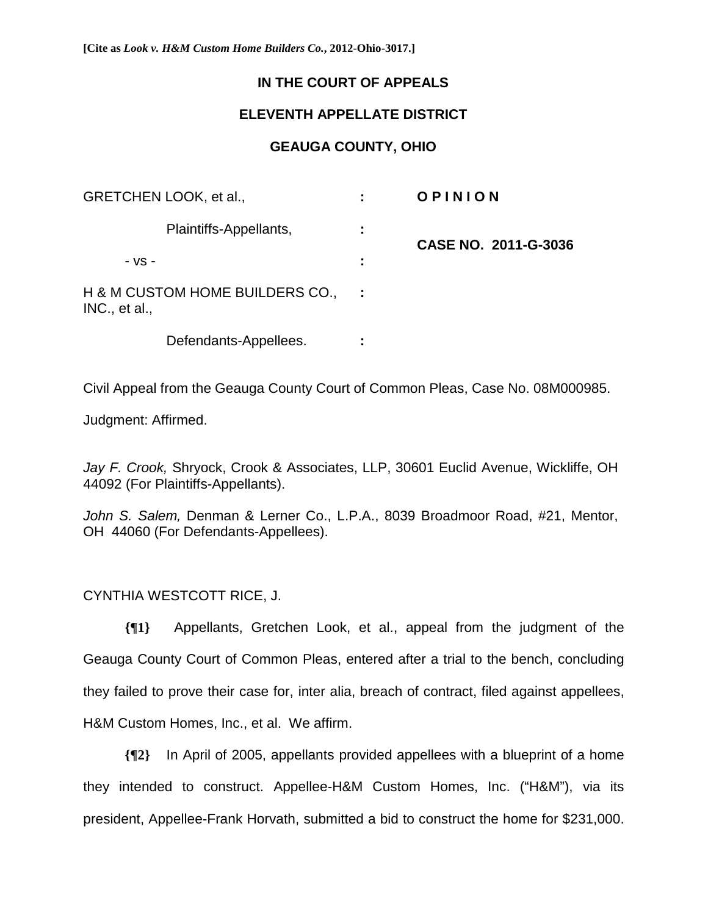[Cite as *Look v. H&M Custom Home Builders Co.*, 2012-Ohio-3017.]

**IN THE COURT OF APPEALS**

**ELEVENTH APPELLATE DISTRICT**

**GEAUGA COUNTY, OHIO**

| | | |
|---|---|---|
| GRETCHEN LOOK, et al., | : | **O P I N I O N** |
| Plaintiffs-Appellants, | : | **CASE NO. 2011-G-3036** |
| - vs - | : | |
| H & M CUSTOM HOME BUILDERS CO., INC., et al., | : | |
| Defendants-Appellees. | : | |

Civil Appeal from the Geauga County Court of Common Pleas, Case No. 08M000985.

Judgment: Affirmed.

*Jay F. Crook,* Shryock, Crook & Associates, LLP, 30601 Euclid Avenue, Wickliffe, OH 44092 (For Plaintiffs-Appellants).

*John S. Salem,* Denman & Lerner Co., L.P.A., 8039 Broadmoor Road, #21, Mentor, OH 44060 (For Defendants-Appellees).

CYNTHIA WESTCOTT RICE, J.

**{¶1}** Appellants, Gretchen Look, et al., appeal from the judgment of the Geauga County Court of Common Pleas, entered after a trial to the bench, concluding they failed to prove their case for, inter alia, breach of contract, filed against appellees, H&M Custom Homes, Inc., et al. We affirm.

**{¶2}** In April of 2005, appellants provided appellees with a blueprint of a home they intended to construct. Appellee-H&M Custom Homes, Inc. ("H&M"), via its president, Appellee-Frank Horvath, submitted a bid to construct the home for $231,000.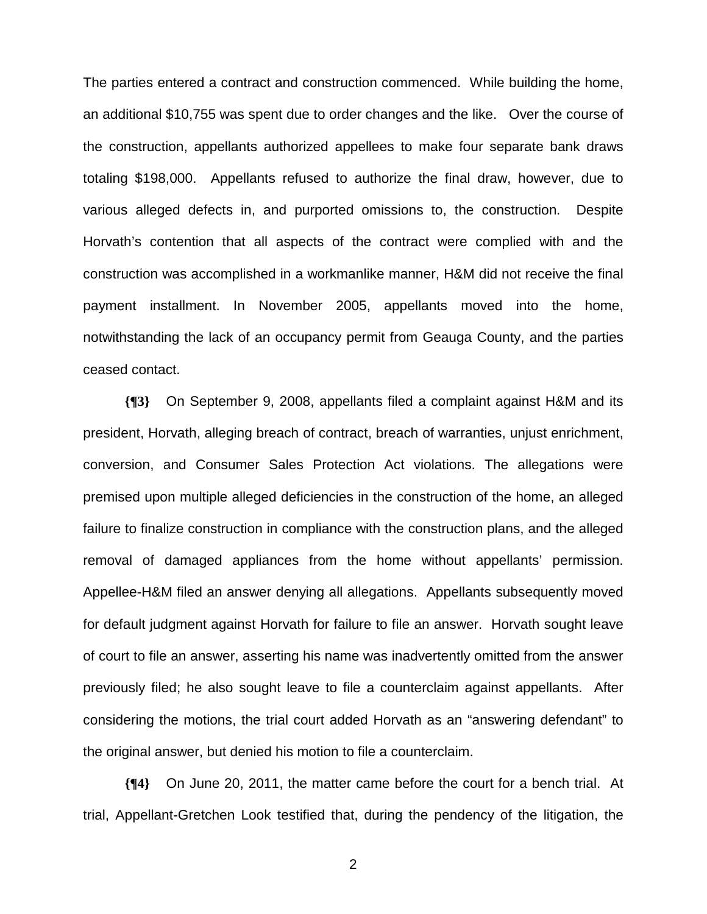The parties entered a contract and construction commenced. While building the home, an additional $10,755 was spent due to order changes and the like. Over the course of the construction, appellants authorized appellees to make four separate bank draws totaling $198,000. Appellants refused to authorize the final draw, however, due to various alleged defects in, and purported omissions to, the construction. Despite Horvath's contention that all aspects of the contract were complied with and the construction was accomplished in a workmanlike manner, H&M did not receive the final payment installment. In November 2005, appellants moved into the home, notwithstanding the lack of an occupancy permit from Geauga County, and the parties ceased contact.

**{¶3}** On September 9, 2008, appellants filed a complaint against H&M and its president, Horvath, alleging breach of contract, breach of warranties, unjust enrichment, conversion, and Consumer Sales Protection Act violations. The allegations were premised upon multiple alleged deficiencies in the construction of the home, an alleged failure to finalize construction in compliance with the construction plans, and the alleged removal of damaged appliances from the home without appellants' permission. Appellee-H&M filed an answer denying all allegations. Appellants subsequently moved for default judgment against Horvath for failure to file an answer. Horvath sought leave of court to file an answer, asserting his name was inadvertently omitted from the answer previously filed; he also sought leave to file a counterclaim against appellants. After considering the motions, the trial court added Horvath as an "answering defendant" to the original answer, but denied his motion to file a counterclaim.

**{¶4}** On June 20, 2011, the matter came before the court for a bench trial. At trial, Appellant-Gretchen Look testified that, during the pendency of the litigation, the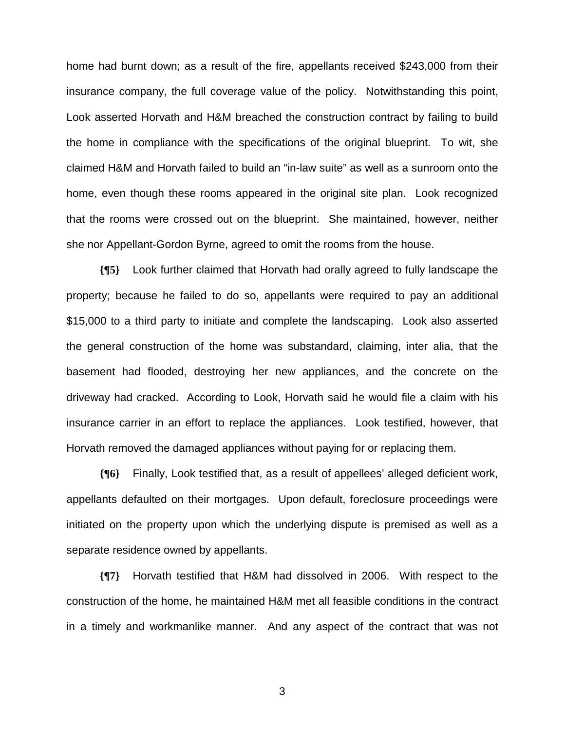home had burnt down; as a result of the fire, appellants received $243,000 from their insurance company, the full coverage value of the policy. Notwithstanding this point, Look asserted Horvath and H&M breached the construction contract by failing to build the home in compliance with the specifications of the original blueprint. To wit, she claimed H&M and Horvath failed to build an "in-law suite" as well as a sunroom onto the home, even though these rooms appeared in the original site plan. Look recognized that the rooms were crossed out on the blueprint. She maintained, however, neither she nor Appellant-Gordon Byrne, agreed to omit the rooms from the house.

**{¶5}** Look further claimed that Horvath had orally agreed to fully landscape the property; because he failed to do so, appellants were required to pay an additional $15,000 to a third party to initiate and complete the landscaping. Look also asserted the general construction of the home was substandard, claiming, inter alia, that the basement had flooded, destroying her new appliances, and the concrete on the driveway had cracked. According to Look, Horvath said he would file a claim with his insurance carrier in an effort to replace the appliances. Look testified, however, that Horvath removed the damaged appliances without paying for or replacing them.

**{¶6}** Finally, Look testified that, as a result of appellees' alleged deficient work, appellants defaulted on their mortgages. Upon default, foreclosure proceedings were initiated on the property upon which the underlying dispute is premised as well as a separate residence owned by appellants.

**{¶7}** Horvath testified that H&M had dissolved in 2006. With respect to the construction of the home, he maintained H&M met all feasible conditions in the contract in a timely and workmanlike manner. And any aspect of the contract that was not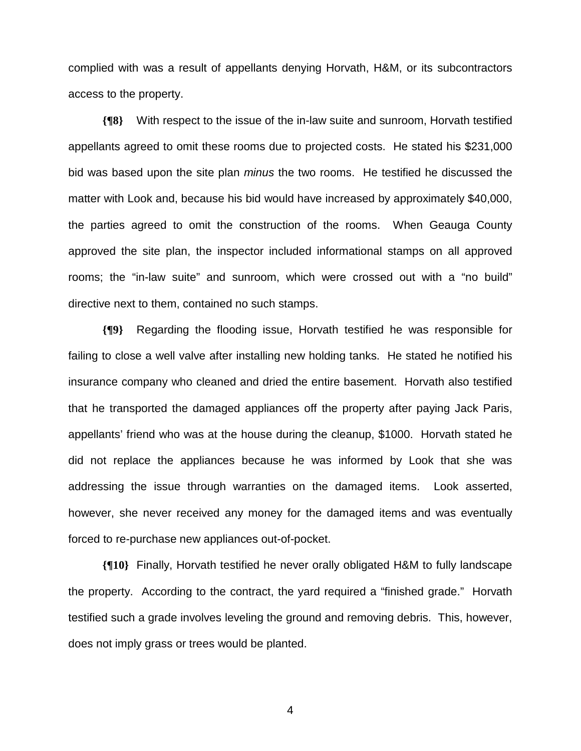complied with was a result of appellants denying Horvath, H&M, or its subcontractors access to the property.

**{¶8}** With respect to the issue of the in-law suite and sunroom, Horvath testified appellants agreed to omit these rooms due to projected costs. He stated his $231,000 bid was based upon the site plan *minus* the two rooms. He testified he discussed the matter with Look and, because his bid would have increased by approximately $40,000, the parties agreed to omit the construction of the rooms. When Geauga County approved the site plan, the inspector included informational stamps on all approved rooms; the "in-law suite" and sunroom, which were crossed out with a "no build" directive next to them, contained no such stamps.

**{¶9}** Regarding the flooding issue, Horvath testified he was responsible for failing to close a well valve after installing new holding tanks. He stated he notified his insurance company who cleaned and dried the entire basement. Horvath also testified that he transported the damaged appliances off the property after paying Jack Paris, appellants' friend who was at the house during the cleanup, $1000. Horvath stated he did not replace the appliances because he was informed by Look that she was addressing the issue through warranties on the damaged items. Look asserted, however, she never received any money for the damaged items and was eventually forced to re-purchase new appliances out-of-pocket.

**{¶10}** Finally, Horvath testified he never orally obligated H&M to fully landscape the property. According to the contract, the yard required a "finished grade." Horvath testified such a grade involves leveling the ground and removing debris. This, however, does not imply grass or trees would be planted.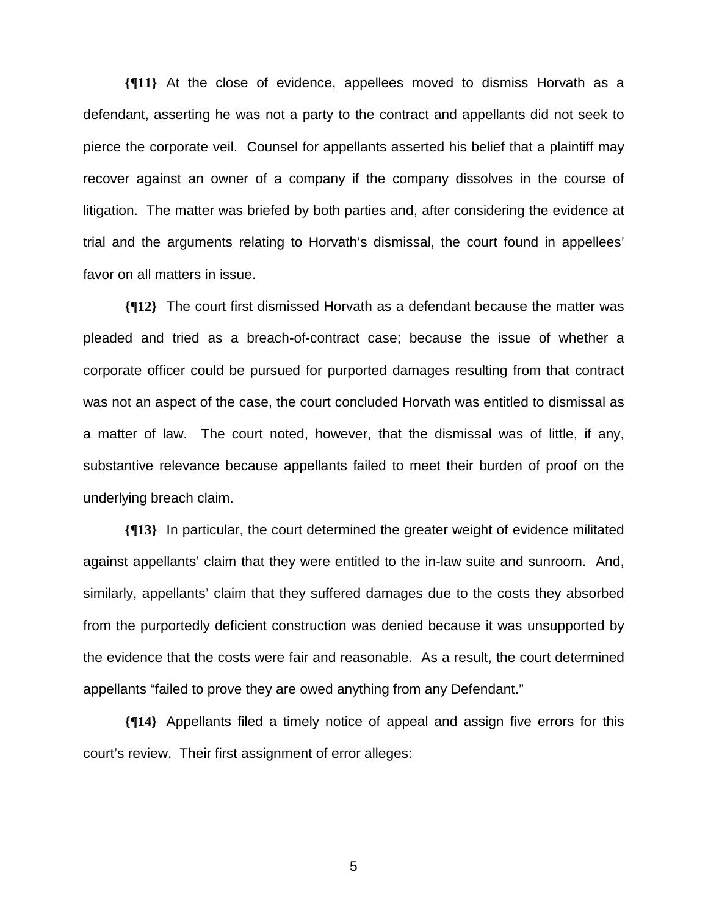**{¶11}** At the close of evidence, appellees moved to dismiss Horvath as a defendant, asserting he was not a party to the contract and appellants did not seek to pierce the corporate veil. Counsel for appellants asserted his belief that a plaintiff may recover against an owner of a company if the company dissolves in the course of litigation. The matter was briefed by both parties and, after considering the evidence at trial and the arguments relating to Horvath's dismissal, the court found in appellees' favor on all matters in issue.

**{¶12}** The court first dismissed Horvath as a defendant because the matter was pleaded and tried as a breach-of-contract case; because the issue of whether a corporate officer could be pursued for purported damages resulting from that contract was not an aspect of the case, the court concluded Horvath was entitled to dismissal as a matter of law. The court noted, however, that the dismissal was of little, if any, substantive relevance because appellants failed to meet their burden of proof on the underlying breach claim.

**{¶13}** In particular, the court determined the greater weight of evidence militated against appellants' claim that they were entitled to the in-law suite and sunroom. And, similarly, appellants' claim that they suffered damages due to the costs they absorbed from the purportedly deficient construction was denied because it was unsupported by the evidence that the costs were fair and reasonable. As a result, the court determined appellants "failed to prove they are owed anything from any Defendant."

**{¶14}** Appellants filed a timely notice of appeal and assign five errors for this court's review. Their first assignment of error alleges: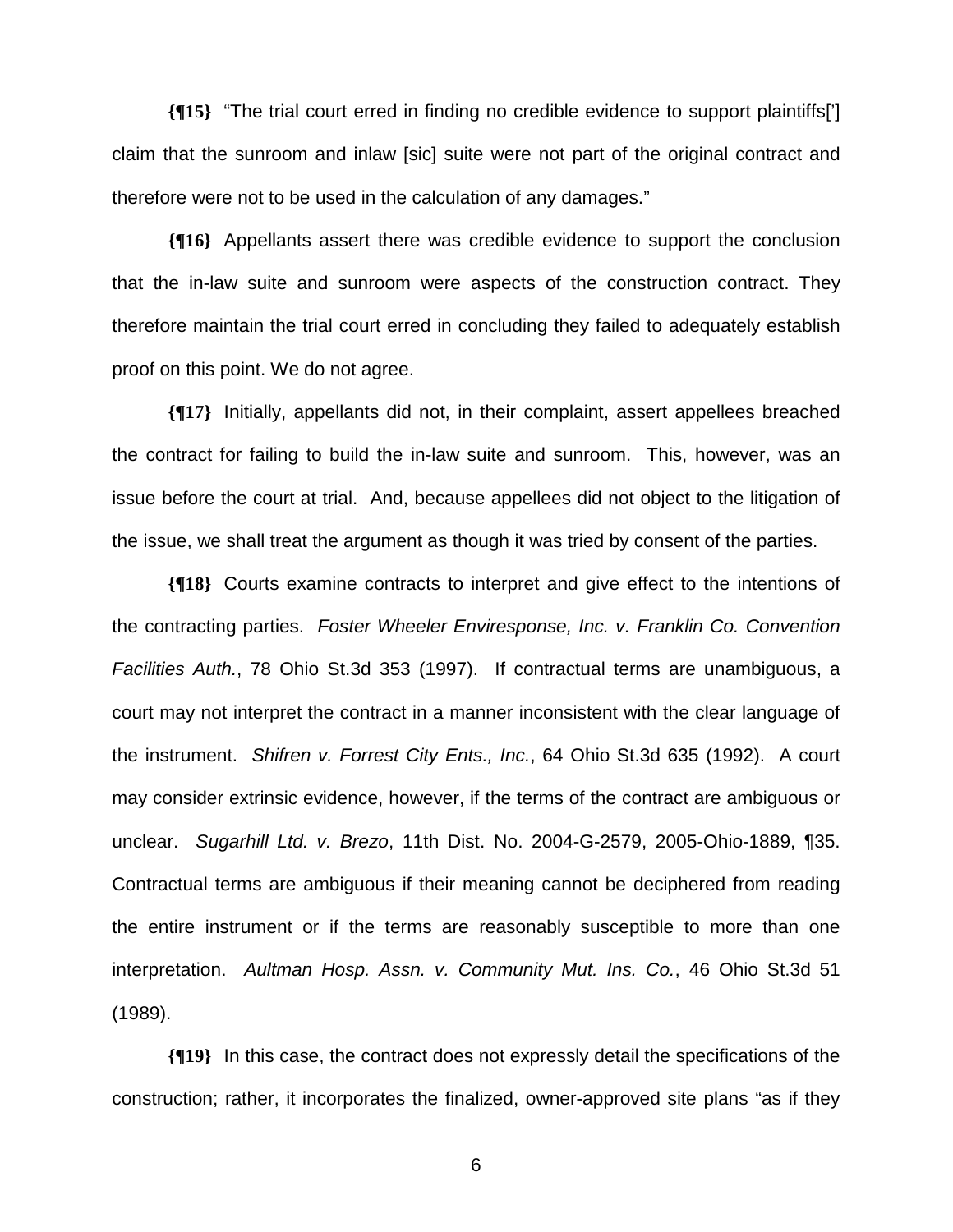**{¶15}** "The trial court erred in finding no credible evidence to support plaintiffs['] claim that the sunroom and inlaw [sic] suite were not part of the original contract and therefore were not to be used in the calculation of any damages."

**{¶16}** Appellants assert there was credible evidence to support the conclusion that the in-law suite and sunroom were aspects of the construction contract. They therefore maintain the trial court erred in concluding they failed to adequately establish proof on this point. We do not agree.

**{¶17}** Initially, appellants did not, in their complaint, assert appellees breached the contract for failing to build the in-law suite and sunroom. This, however, was an issue before the court at trial. And, because appellees did not object to the litigation of the issue, we shall treat the argument as though it was tried by consent of the parties.

**{¶18}** Courts examine contracts to interpret and give effect to the intentions of the contracting parties. *Foster Wheeler Enviresponse, Inc. v. Franklin Co. Convention Facilities Auth.*, 78 Ohio St.3d 353 (1997). If contractual terms are unambiguous, a court may not interpret the contract in a manner inconsistent with the clear language of the instrument. *Shifren v. Forrest City Ents., Inc.*, 64 Ohio St.3d 635 (1992). A court may consider extrinsic evidence, however, if the terms of the contract are ambiguous or unclear. *Sugarhill Ltd. v. Brezo*, 11th Dist. No. 2004-G-2579, 2005-Ohio-1889, ¶35. Contractual terms are ambiguous if their meaning cannot be deciphered from reading the entire instrument or if the terms are reasonably susceptible to more than one interpretation. *Aultman Hosp. Assn. v. Community Mut. Ins. Co.*, 46 Ohio St.3d 51 (1989).

**{¶19}** In this case, the contract does not expressly detail the specifications of the construction; rather, it incorporates the finalized, owner-approved site plans "as if they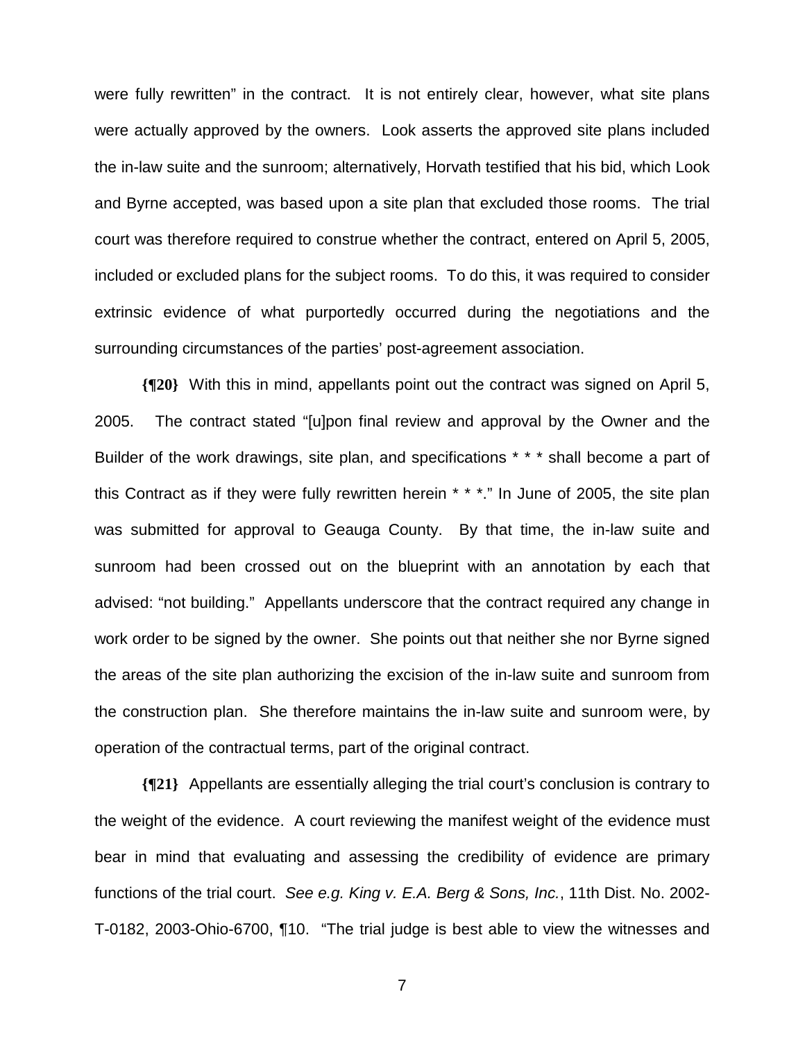were fully rewritten" in the contract. It is not entirely clear, however, what site plans were actually approved by the owners. Look asserts the approved site plans included the in-law suite and the sunroom; alternatively, Horvath testified that his bid, which Look and Byrne accepted, was based upon a site plan that excluded those rooms. The trial court was therefore required to construe whether the contract, entered on April 5, 2005, included or excluded plans for the subject rooms. To do this, it was required to consider extrinsic evidence of what purportedly occurred during the negotiations and the surrounding circumstances of the parties' post-agreement association.

**{¶20}** With this in mind, appellants point out the contract was signed on April 5, 2005. The contract stated "[u]pon final review and approval by the Owner and the Builder of the work drawings, site plan, and specifications * * * shall become a part of this Contract as if they were fully rewritten herein * * *." In June of 2005, the site plan was submitted for approval to Geauga County. By that time, the in-law suite and sunroom had been crossed out on the blueprint with an annotation by each that advised: "not building." Appellants underscore that the contract required any change in work order to be signed by the owner. She points out that neither she nor Byrne signed the areas of the site plan authorizing the excision of the in-law suite and sunroom from the construction plan. She therefore maintains the in-law suite and sunroom were, by operation of the contractual terms, part of the original contract.

**{¶21}** Appellants are essentially alleging the trial court's conclusion is contrary to the weight of the evidence. A court reviewing the manifest weight of the evidence must bear in mind that evaluating and assessing the credibility of evidence are primary functions of the trial court. *See e.g. King v. E.A. Berg & Sons, Inc.*, 11th Dist. No. 2002-T-0182, 2003-Ohio-6700, ¶10. "The trial judge is best able to view the witnesses and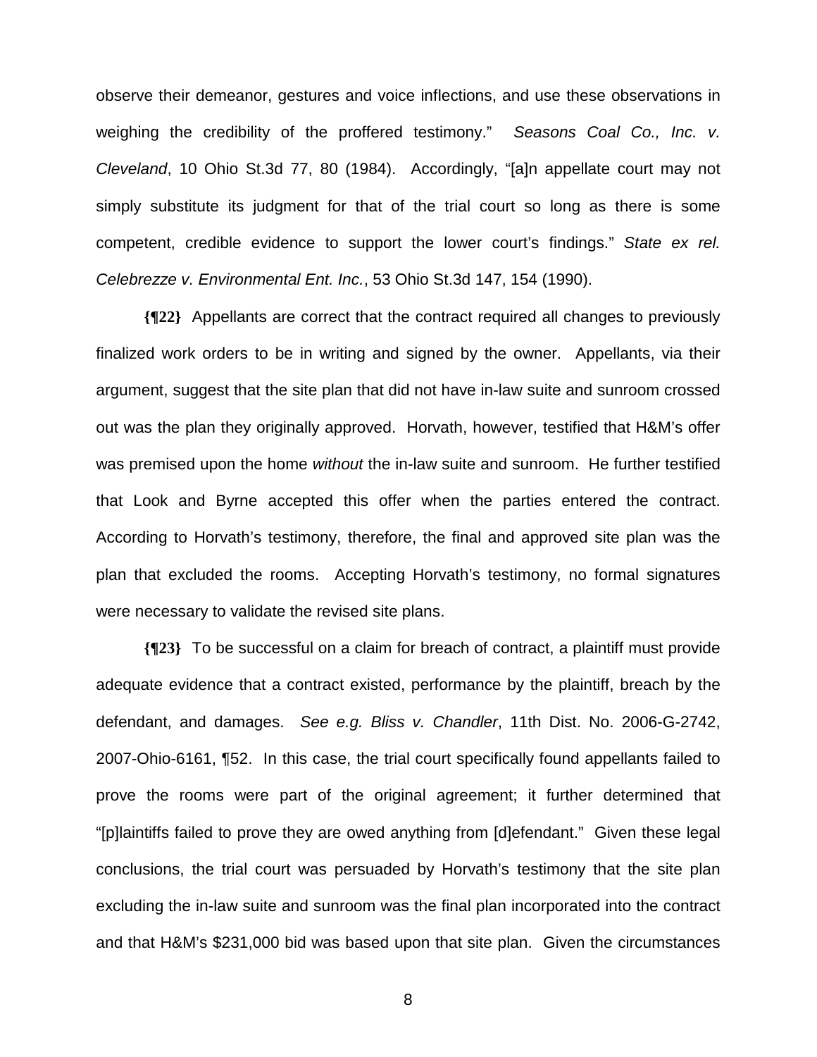observe their demeanor, gestures and voice inflections, and use these observations in weighing the credibility of the proffered testimony." *Seasons Coal Co., Inc. v. Cleveland*, 10 Ohio St.3d 77, 80 (1984). Accordingly, "[a]n appellate court may not simply substitute its judgment for that of the trial court so long as there is some competent, credible evidence to support the lower court's findings." *State ex rel. Celebrezze v. Environmental Ent. Inc.*, 53 Ohio St.3d 147, 154 (1990).

**{¶22}** Appellants are correct that the contract required all changes to previously finalized work orders to be in writing and signed by the owner. Appellants, via their argument, suggest that the site plan that did not have in-law suite and sunroom crossed out was the plan they originally approved. Horvath, however, testified that H&M's offer was premised upon the home *without* the in-law suite and sunroom. He further testified that Look and Byrne accepted this offer when the parties entered the contract. According to Horvath's testimony, therefore, the final and approved site plan was the plan that excluded the rooms. Accepting Horvath's testimony, no formal signatures were necessary to validate the revised site plans.

**{¶23}** To be successful on a claim for breach of contract, a plaintiff must provide adequate evidence that a contract existed, performance by the plaintiff, breach by the defendant, and damages. *See e.g. Bliss v. Chandler*, 11th Dist. No. 2006-G-2742, 2007-Ohio-6161, ¶52. In this case, the trial court specifically found appellants failed to prove the rooms were part of the original agreement; it further determined that "[p]laintiffs failed to prove they are owed anything from [d]efendant." Given these legal conclusions, the trial court was persuaded by Horvath's testimony that the site plan excluding the in-law suite and sunroom was the final plan incorporated into the contract and that H&M's $231,000 bid was based upon that site plan. Given the circumstances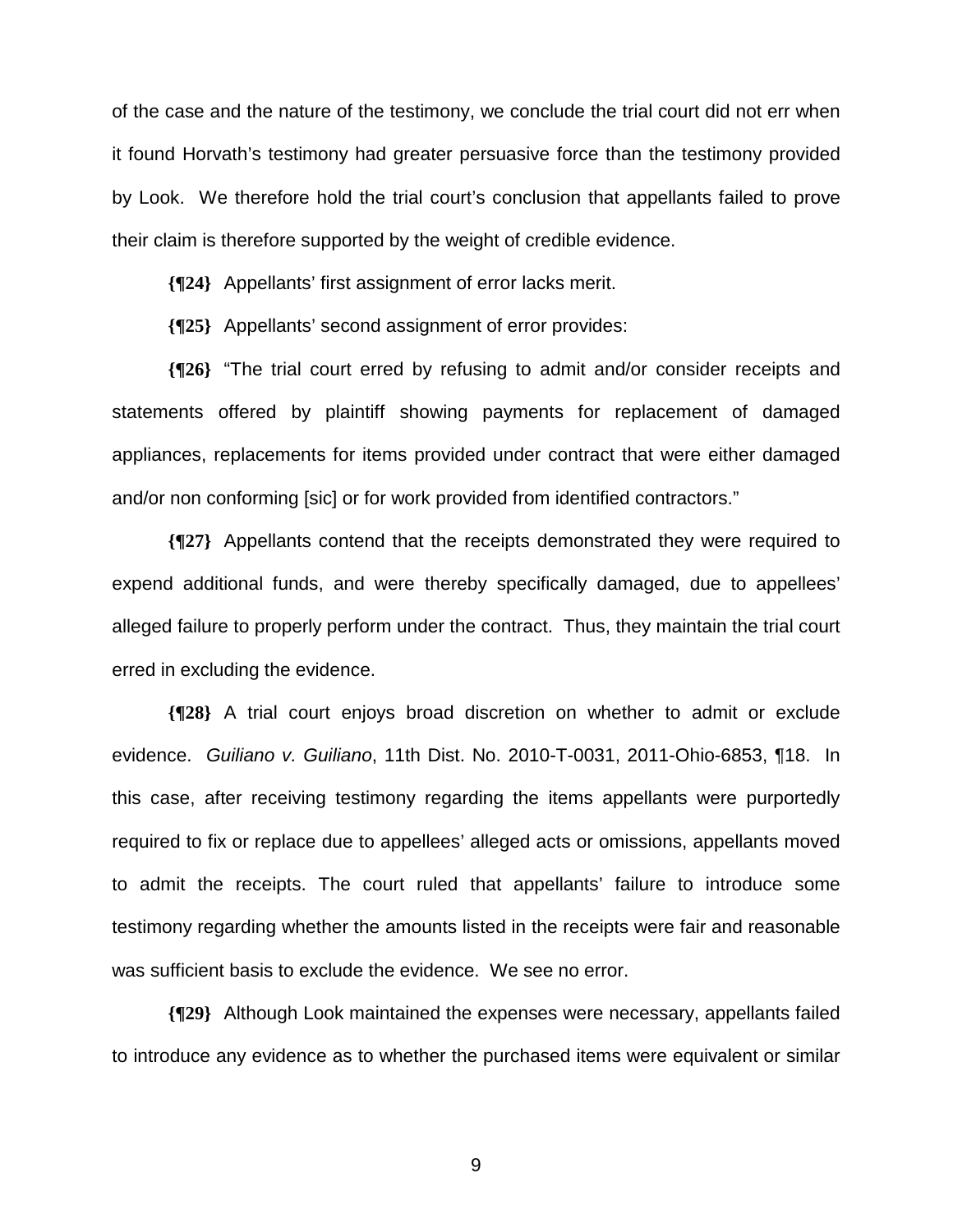of the case and the nature of the testimony, we conclude the trial court did not err when it found Horvath's testimony had greater persuasive force than the testimony provided by Look. We therefore hold the trial court's conclusion that appellants failed to prove their claim is therefore supported by the weight of credible evidence.

**{¶24}** Appellants' first assignment of error lacks merit.

**{¶25}** Appellants' second assignment of error provides:

**{¶26}** "The trial court erred by refusing to admit and/or consider receipts and statements offered by plaintiff showing payments for replacement of damaged appliances, replacements for items provided under contract that were either damaged and/or non conforming [sic] or for work provided from identified contractors."

**{¶27}** Appellants contend that the receipts demonstrated they were required to expend additional funds, and were thereby specifically damaged, due to appellees' alleged failure to properly perform under the contract. Thus, they maintain the trial court erred in excluding the evidence.

**{¶28}** A trial court enjoys broad discretion on whether to admit or exclude evidence. *Guiliano v. Guiliano*, 11th Dist. No. 2010-T-0031, 2011-Ohio-6853, ¶18. In this case, after receiving testimony regarding the items appellants were purportedly required to fix or replace due to appellees' alleged acts or omissions, appellants moved to admit the receipts. The court ruled that appellants' failure to introduce some testimony regarding whether the amounts listed in the receipts were fair and reasonable was sufficient basis to exclude the evidence. We see no error.

**{¶29}** Although Look maintained the expenses were necessary, appellants failed to introduce any evidence as to whether the purchased items were equivalent or similar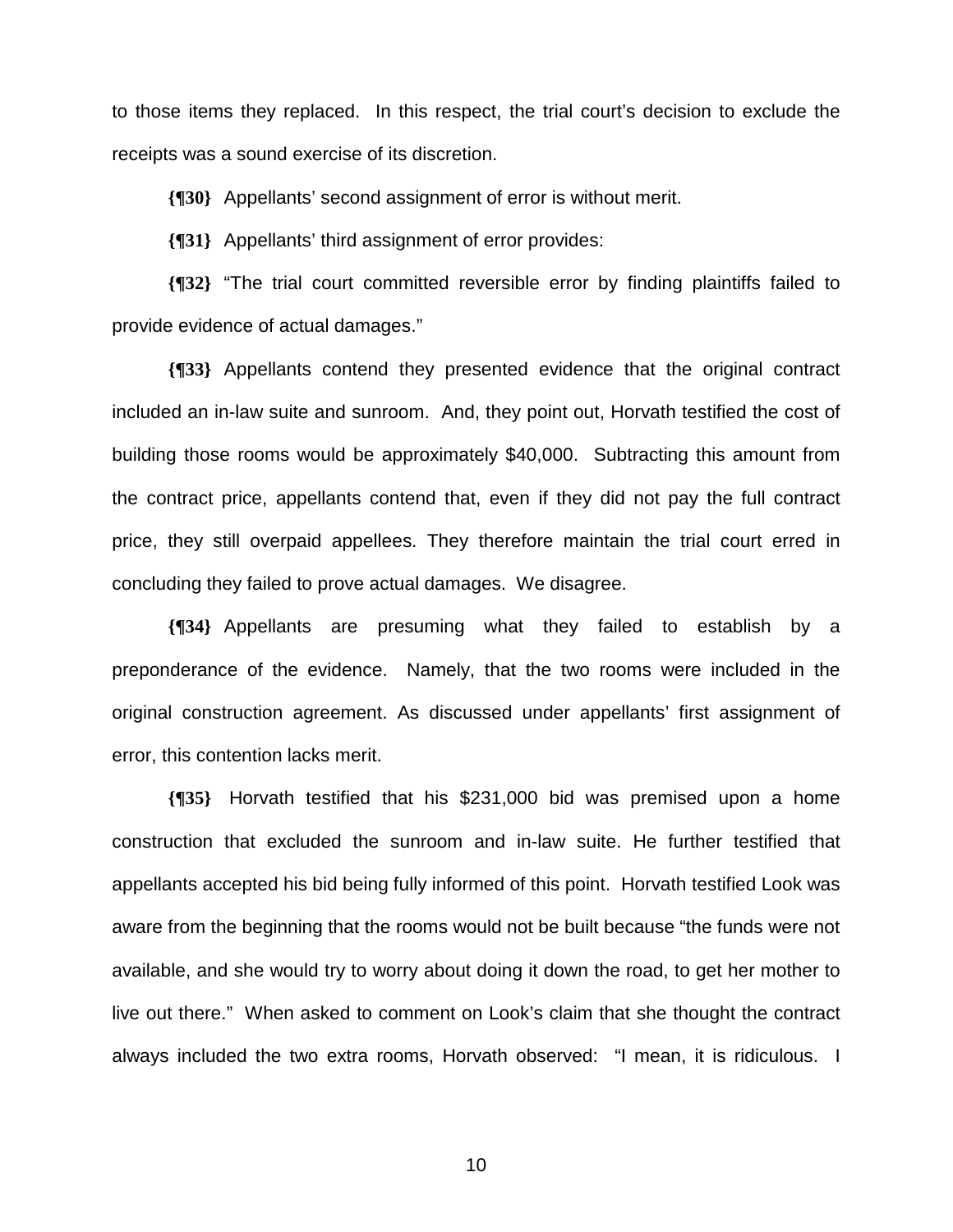to those items they replaced. In this respect, the trial court's decision to exclude the receipts was a sound exercise of its discretion.

**{¶30}** Appellants' second assignment of error is without merit.

**{¶31}** Appellants' third assignment of error provides:

**{¶32}** "The trial court committed reversible error by finding plaintiffs failed to provide evidence of actual damages."

**{¶33}** Appellants contend they presented evidence that the original contract included an in-law suite and sunroom. And, they point out, Horvath testified the cost of building those rooms would be approximately $40,000. Subtracting this amount from the contract price, appellants contend that, even if they did not pay the full contract price, they still overpaid appellees. They therefore maintain the trial court erred in concluding they failed to prove actual damages. We disagree.

**{¶34}** Appellants are presuming what they failed to establish by a preponderance of the evidence. Namely, that the two rooms were included in the original construction agreement. As discussed under appellants' first assignment of error, this contention lacks merit.

**{¶35}** Horvath testified that his $231,000 bid was premised upon a home construction that excluded the sunroom and in-law suite. He further testified that appellants accepted his bid being fully informed of this point. Horvath testified Look was aware from the beginning that the rooms would not be built because "the funds were not available, and she would try to worry about doing it down the road, to get her mother to live out there." When asked to comment on Look's claim that she thought the contract always included the two extra rooms, Horvath observed: "I mean, it is ridiculous. I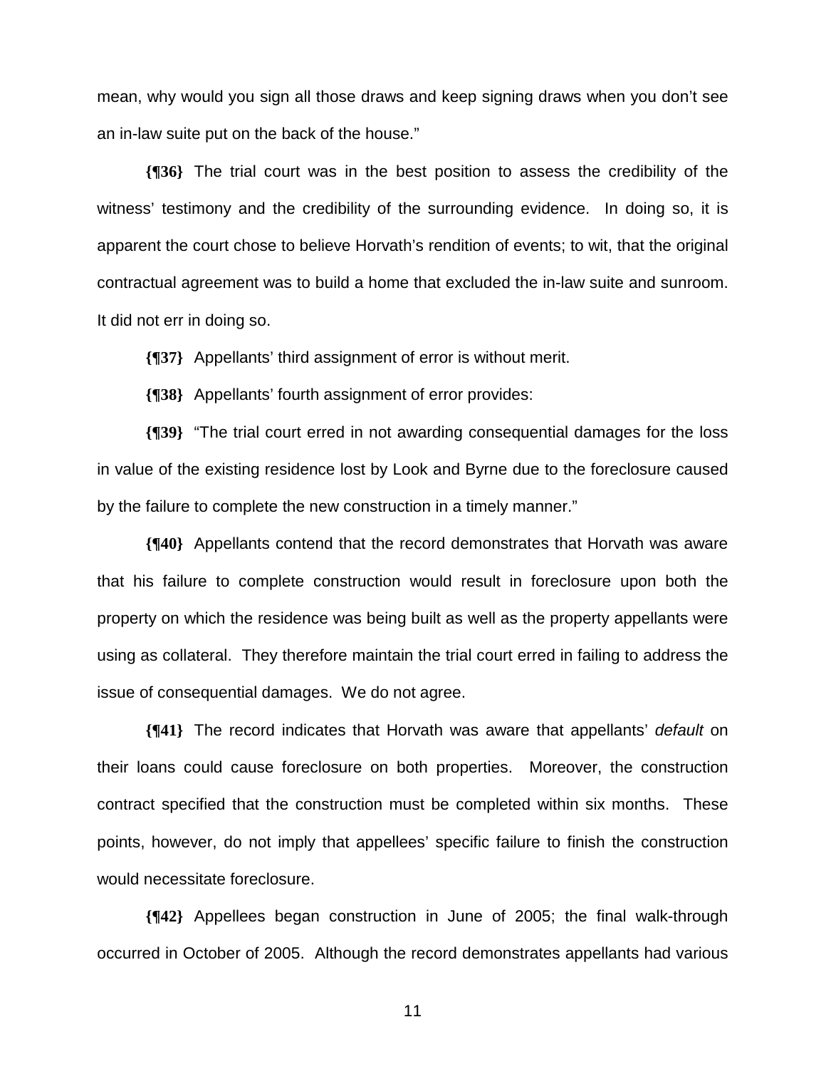mean, why would you sign all those draws and keep signing draws when you don't see an in-law suite put on the back of the house."

**{¶36}** The trial court was in the best position to assess the credibility of the witness' testimony and the credibility of the surrounding evidence. In doing so, it is apparent the court chose to believe Horvath's rendition of events; to wit, that the original contractual agreement was to build a home that excluded the in-law suite and sunroom. It did not err in doing so.

**{¶37}** Appellants' third assignment of error is without merit.

**{¶38}** Appellants' fourth assignment of error provides:

**{¶39}** "The trial court erred in not awarding consequential damages for the loss in value of the existing residence lost by Look and Byrne due to the foreclosure caused by the failure to complete the new construction in a timely manner."

**{¶40}** Appellants contend that the record demonstrates that Horvath was aware that his failure to complete construction would result in foreclosure upon both the property on which the residence was being built as well as the property appellants were using as collateral. They therefore maintain the trial court erred in failing to address the issue of consequential damages. We do not agree.

**{¶41}** The record indicates that Horvath was aware that appellants' *default* on their loans could cause foreclosure on both properties. Moreover, the construction contract specified that the construction must be completed within six months. These points, however, do not imply that appellees' specific failure to finish the construction would necessitate foreclosure.

**{¶42}** Appellees began construction in June of 2005; the final walk-through occurred in October of 2005. Although the record demonstrates appellants had various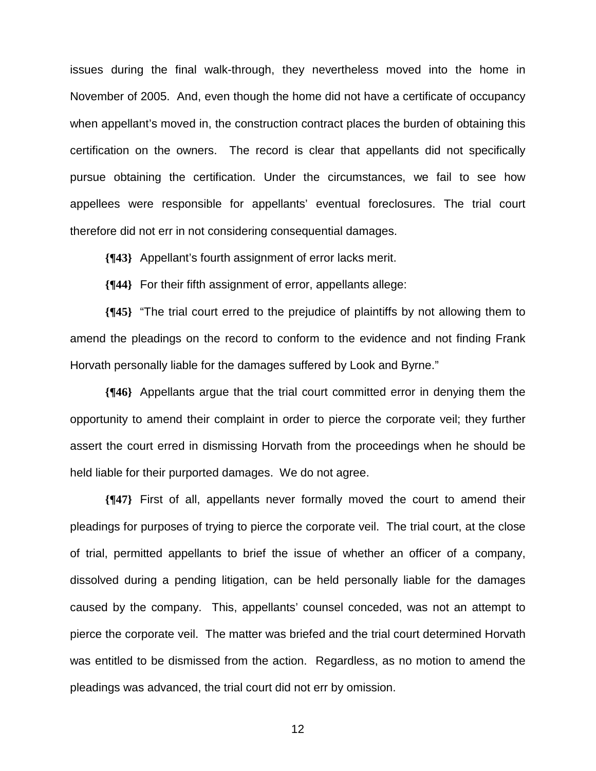issues during the final walk-through, they nevertheless moved into the home in November of 2005. And, even though the home did not have a certificate of occupancy when appellant's moved in, the construction contract places the burden of obtaining this certification on the owners. The record is clear that appellants did not specifically pursue obtaining the certification. Under the circumstances, we fail to see how appellees were responsible for appellants' eventual foreclosures. The trial court therefore did not err in not considering consequential damages.

**{¶43}** Appellant's fourth assignment of error lacks merit.

**{¶44}** For their fifth assignment of error, appellants allege:

**{¶45}** "The trial court erred to the prejudice of plaintiffs by not allowing them to amend the pleadings on the record to conform to the evidence and not finding Frank Horvath personally liable for the damages suffered by Look and Byrne."

**{¶46}** Appellants argue that the trial court committed error in denying them the opportunity to amend their complaint in order to pierce the corporate veil; they further assert the court erred in dismissing Horvath from the proceedings when he should be held liable for their purported damages. We do not agree.

**{¶47}** First of all, appellants never formally moved the court to amend their pleadings for purposes of trying to pierce the corporate veil. The trial court, at the close of trial, permitted appellants to brief the issue of whether an officer of a company, dissolved during a pending litigation, can be held personally liable for the damages caused by the company. This, appellants' counsel conceded, was not an attempt to pierce the corporate veil. The matter was briefed and the trial court determined Horvath was entitled to be dismissed from the action. Regardless, as no motion to amend the pleadings was advanced, the trial court did not err by omission.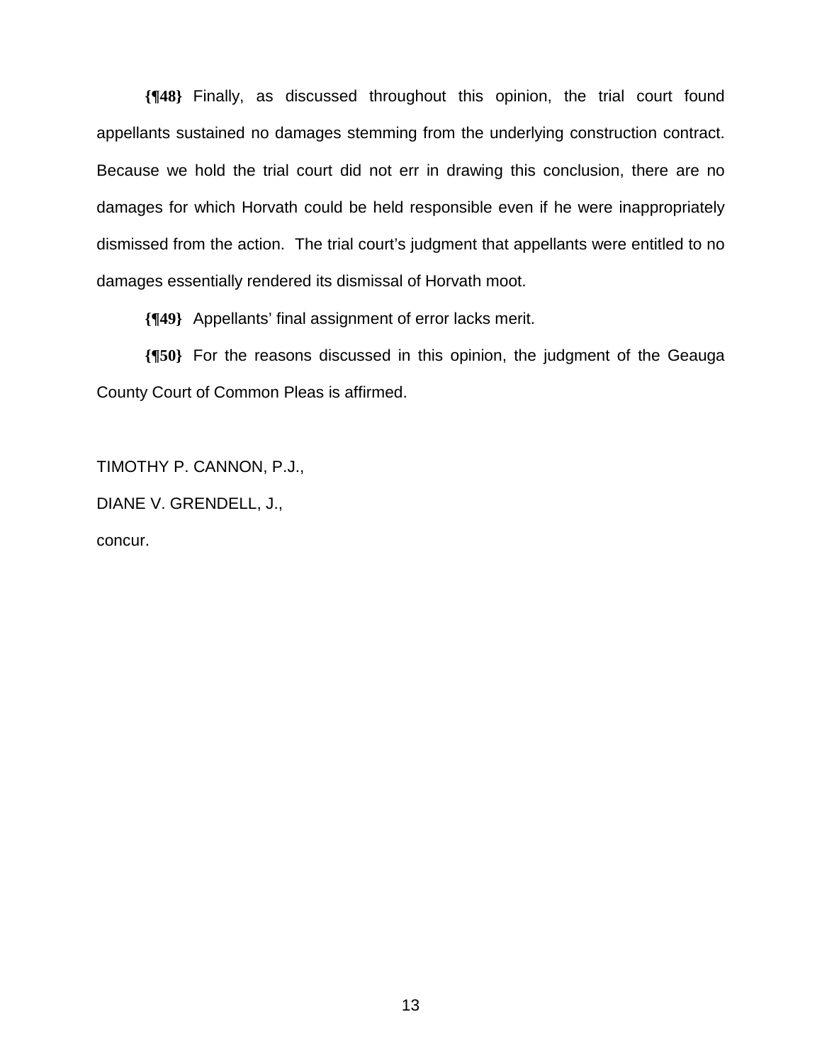**{¶48}** Finally, as discussed throughout this opinion, the trial court found appellants sustained no damages stemming from the underlying construction contract. Because we hold the trial court did not err in drawing this conclusion, there are no damages for which Horvath could be held responsible even if he were inappropriately dismissed from the action. The trial court's judgment that appellants were entitled to no damages essentially rendered its dismissal of Horvath moot.

**{¶49}** Appellants' final assignment of error lacks merit.

**{¶50}** For the reasons discussed in this opinion, the judgment of the Geauga County Court of Common Pleas is affirmed.

TIMOTHY P. CANNON, P.J.,

DIANE V. GRENDELL, J.,

concur.